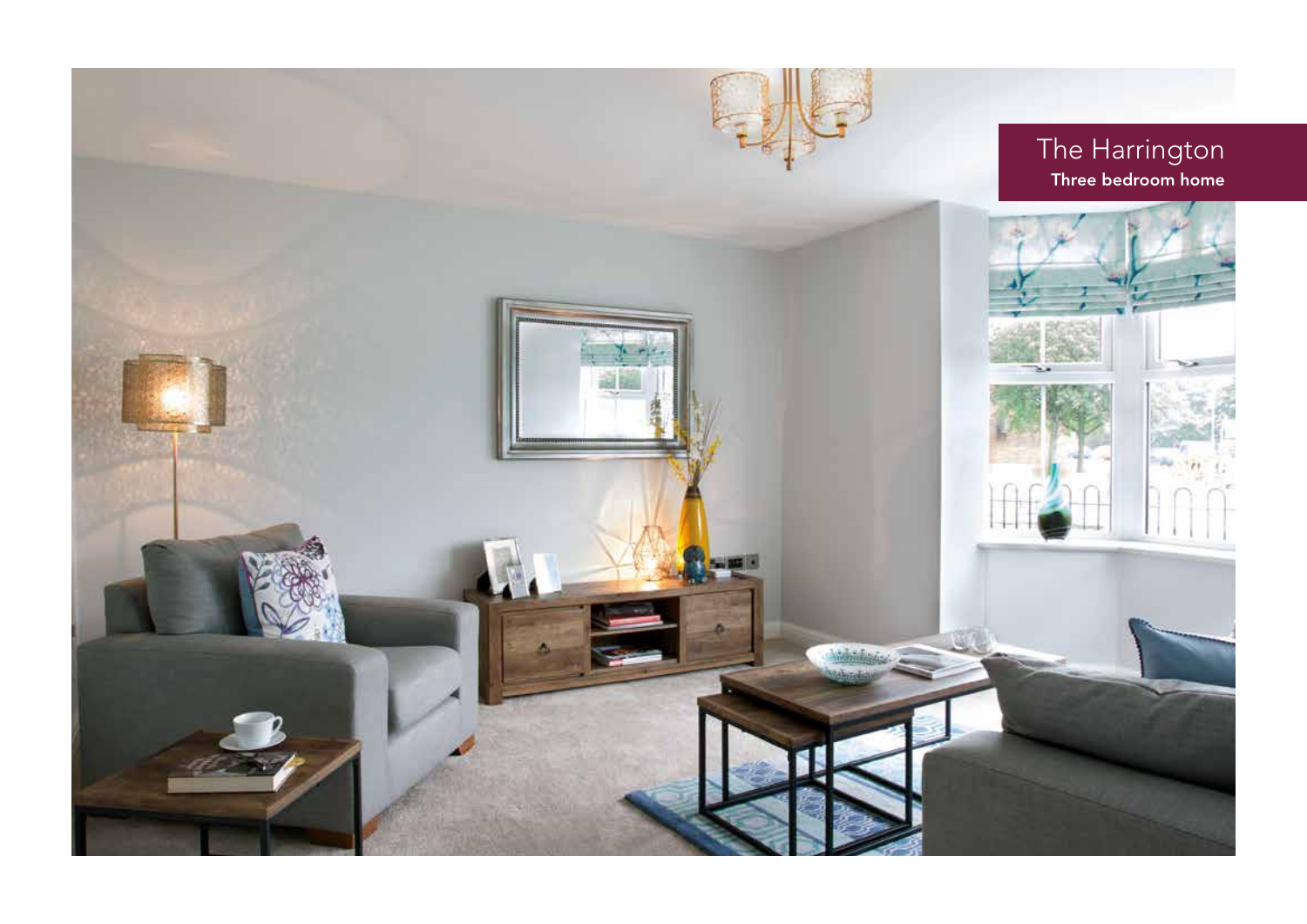# The Harrington

**Three bedroom home**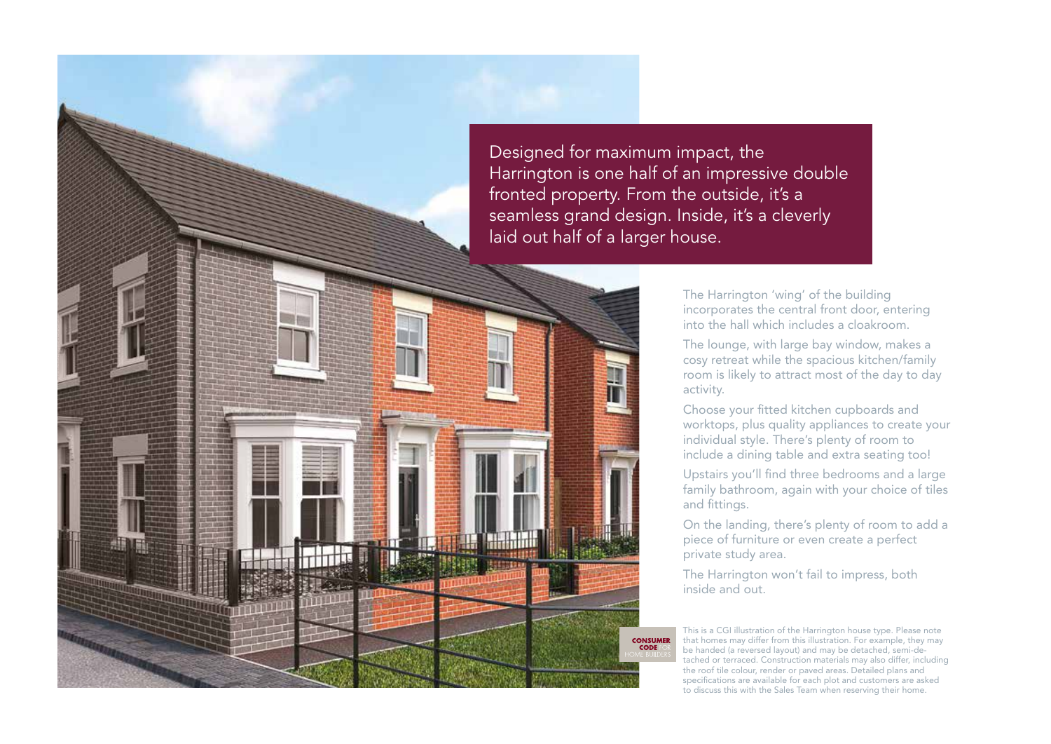Designed for maximum impact, the Harrington is one half of an impressive double fronted property. From the outside, it's a seamless grand design. Inside, it's a cleverly laid out half of a larger house.

The Harrington 'wing' of the building incorporates the central front door, entering into the hall which includes a cloakroom.

The lounge, with large bay window, makes a cosy retreat while the spacious kitchen/family room is likely to attract most of the day to day activity.

Choose your fitted kitchen cupboards and worktops, plus quality appliances to create your individual style. There's plenty of room to include a dining table and extra seating too!

Upstairs you'll find three bedrooms and a large family bathroom, again with your choice of tiles and fittings.

On the landing, there's plenty of room to add a piece of furniture or even create a perfect private study area.

The Harrington won't fail to impress, both inside and out.

CONSUMER CODE FOR HOME BUILDERS

This is a CGI illustration of the Harrington house type. Please note that homes may differ from this illustration. For example, they may be handed (a reversed layout) and may be detached, semi-detached or terraced. Construction materials may also differ, including the roof tile colour, render or paved areas. Detailed plans and specifications are available for each plot and customers are asked to discuss this with the Sales Team when reserving their home.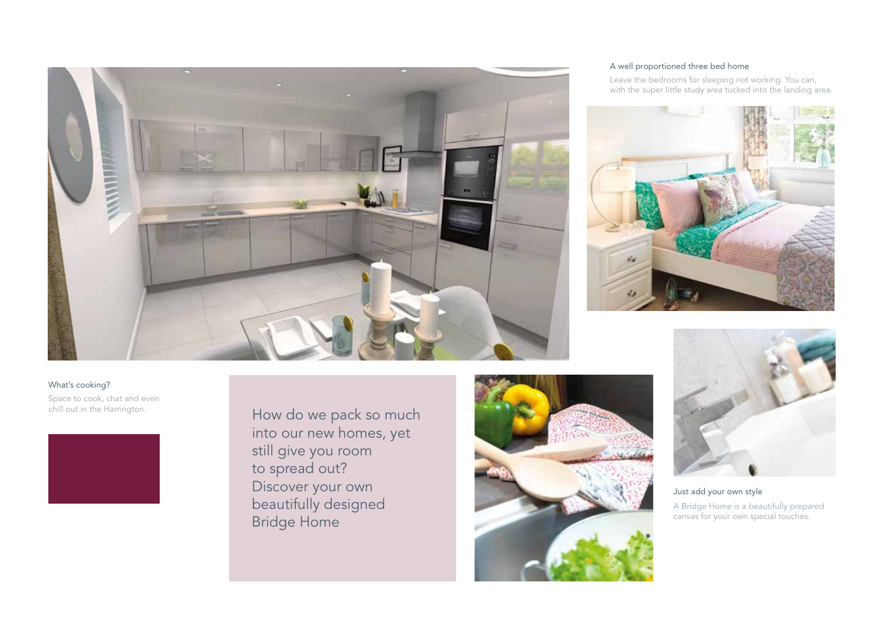A well proportioned three bed home

Leave the bedrooms for sleeping not working. You can, with the super little study area tucked into the landing area.

What's cooking?

Space to cook, chat and even chill out in the Harrington.

How do we pack so much into our new homes, yet still give you room to spread out? Discover your own beautifully designed Bridge Home

Just add your own style

A Bridge Home is a beautifully prepared canvas for your own special touches.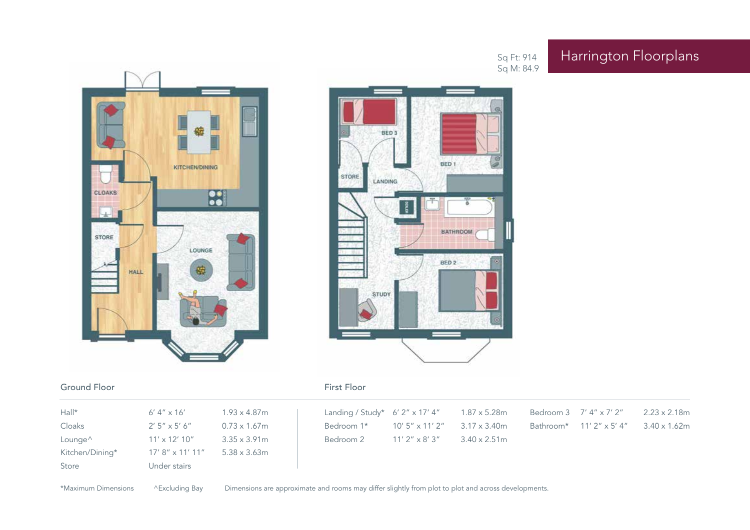# Harrington Floorplans

Sq Ft: 914
Sq M: 84.9

## Ground Floor

| | | |
|---|---|---|
| Hall* | 6′ 4″ x 16′ | 1.93 x 4.87m |
| Cloaks | 2′ 5″ x 5′ 6″ | 0.73 x 1.67m |
| Lounge^ | 11′ x 12′ 10″ | 3.35 x 3.91m |
| Kitchen/Dining* | 17′ 8″ x 11′ 11″ | 5.38 x 3.63m |
| Store | Under stairs | |

## First Floor

| | | |
|---|---|---|
| Landing / Study* | 6′ 2″ x 17′ 4″ | 1.87 x 5.28m |
| Bedroom 1* | 10′ 5″ x 11′ 2″ | 3.17 x 3.40m |
| Bedroom 2 | 11′ 2″ x 8′ 3″ | 3.40 x 2.51m |
| Bedroom 3 | 7′ 4″ x 7′ 2″ | 2.23 x 2.18m |
| Bathroom* | 11′ 2″ x 5′ 4″ | 3.40 x 1.62m |

*Maximum Dimensions ^Excluding Bay Dimensions are approximate and rooms may differ slightly from plot to plot and across developments.